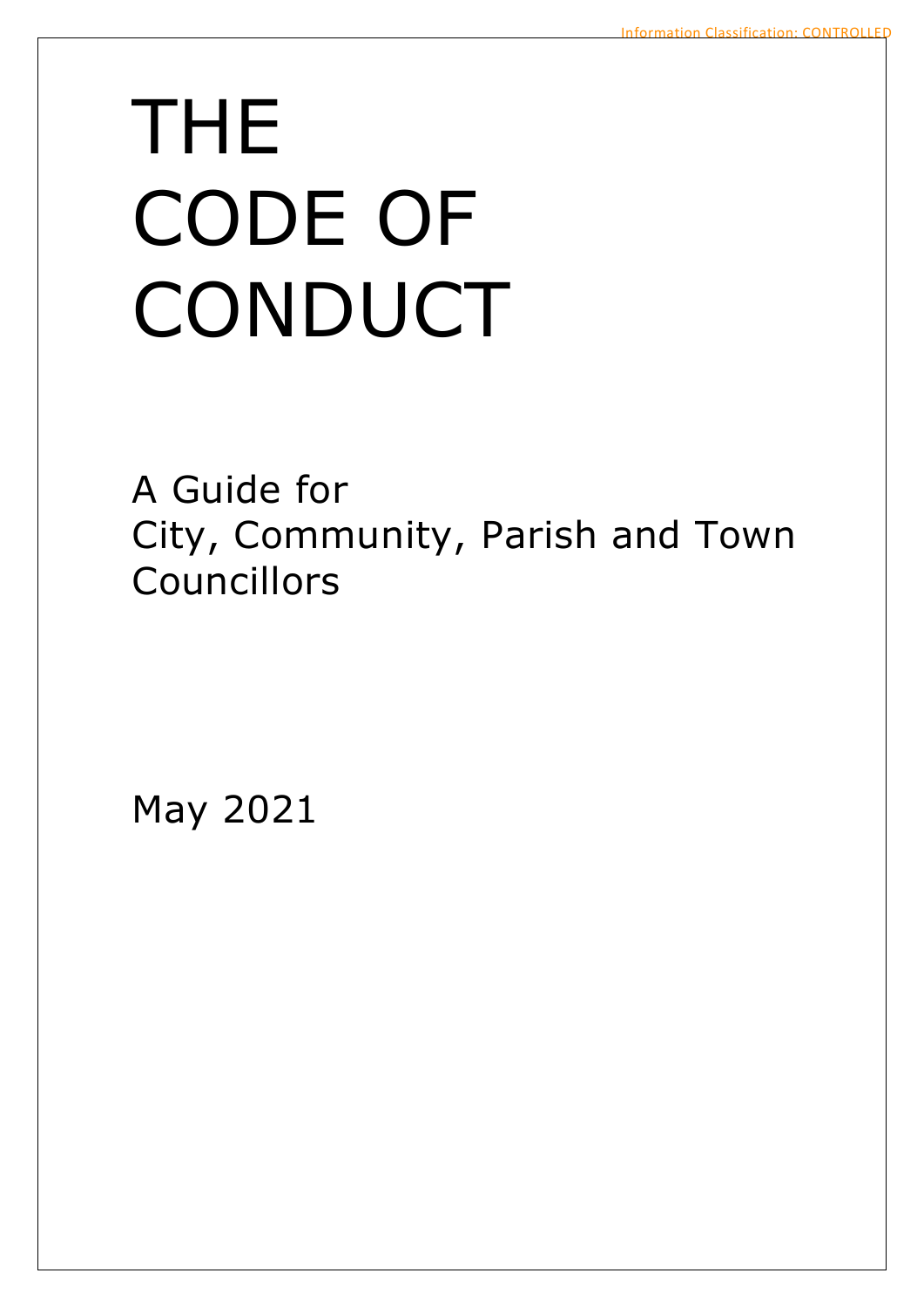Information Classification: CONTROLLED

# THE CODE OF CONDUCT

A Guide for
City, Community, Parish and Town Councillors

May 2021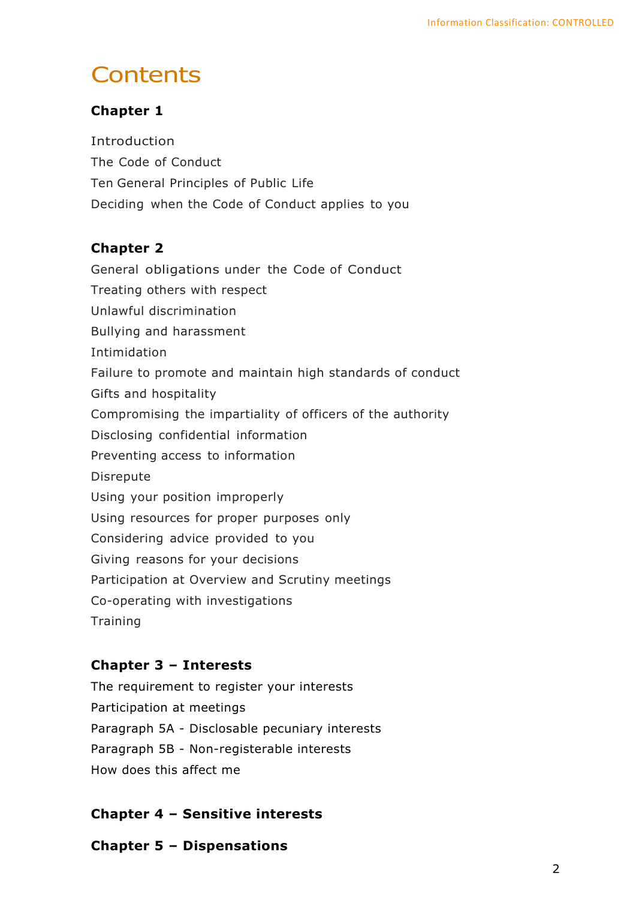# Contents

**Chapter 1**

Introduction
The Code of Conduct
Ten General Principles of Public Life
Deciding when the Code of Conduct applies to you

**Chapter 2**

General obligations under the Code of Conduct
Treating others with respect
Unlawful discrimination
Bullying and harassment
Intimidation
Failure to promote and maintain high standards of conduct
Gifts and hospitality
Compromising the impartiality of officers of the authority
Disclosing confidential information
Preventing access to information
Disrepute
Using your position improperly
Using resources for proper purposes only
Considering advice provided to you
Giving reasons for your decisions
Participation at Overview and Scrutiny meetings
Co-operating with investigations
Training

**Chapter 3 – Interests**

The requirement to register your interests
Participation at meetings
Paragraph 5A - Disclosable pecuniary interests
Paragraph 5B - Non-registerable interests
How does this affect me

**Chapter 4 – Sensitive interests**

**Chapter 5 – Dispensations**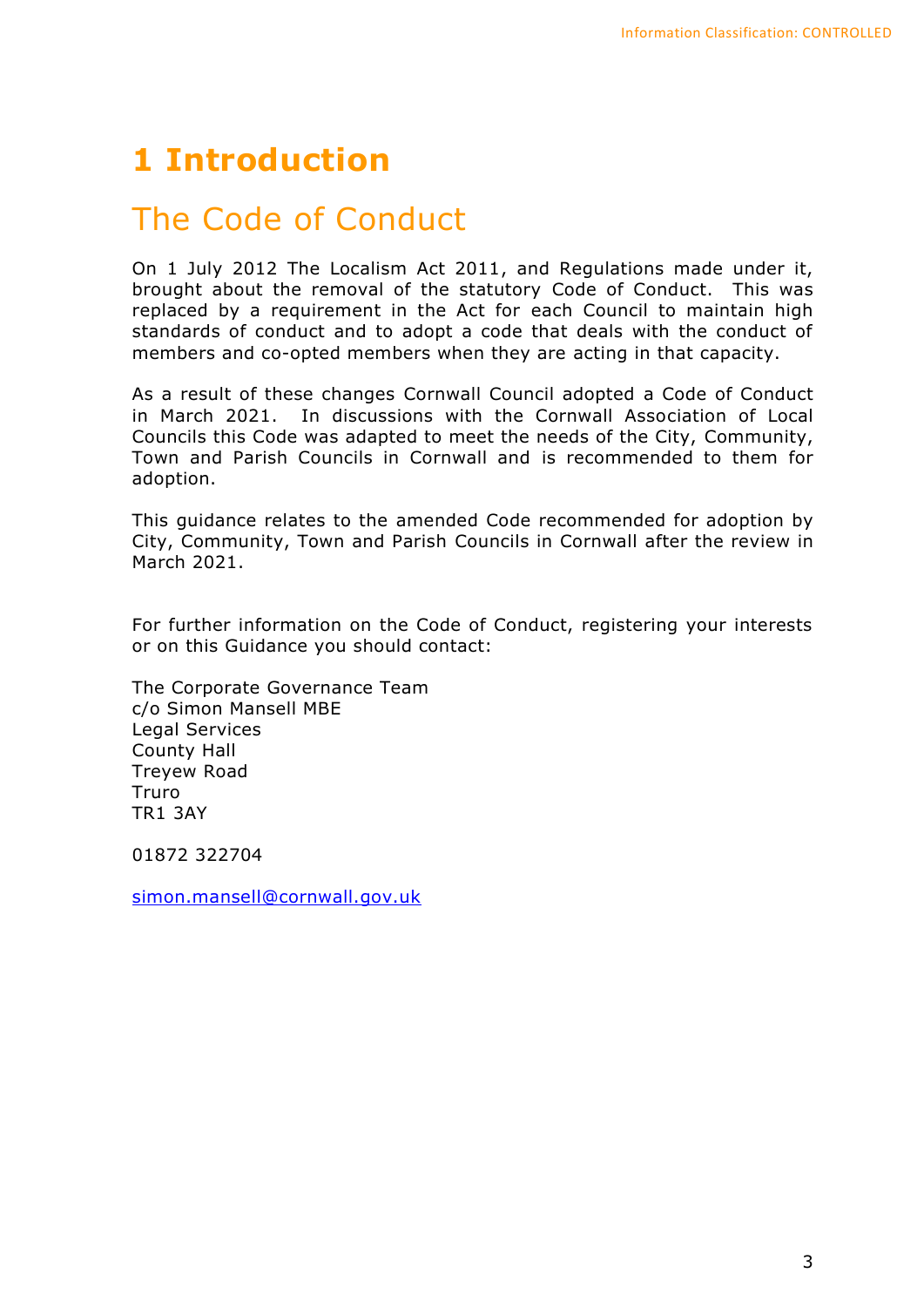# 1 Introduction

## The Code of Conduct

On 1 July 2012 The Localism Act 2011, and Regulations made under it, brought about the removal of the statutory Code of Conduct. This was replaced by a requirement in the Act for each Council to maintain high standards of conduct and to adopt a code that deals with the conduct of members and co-opted members when they are acting in that capacity.

As a result of these changes Cornwall Council adopted a Code of Conduct in March 2021. In discussions with the Cornwall Association of Local Councils this Code was adapted to meet the needs of the City, Community, Town and Parish Councils in Cornwall and is recommended to them for adoption.

This guidance relates to the amended Code recommended for adoption by City, Community, Town and Parish Councils in Cornwall after the review in March 2021.

For further information on the Code of Conduct, registering your interests or on this Guidance you should contact:

The Corporate Governance Team
c/o Simon Mansell MBE
Legal Services
County Hall
Treyew Road
Truro
TR1 3AY

01872 322704

simon.mansell@cornwall.gov.uk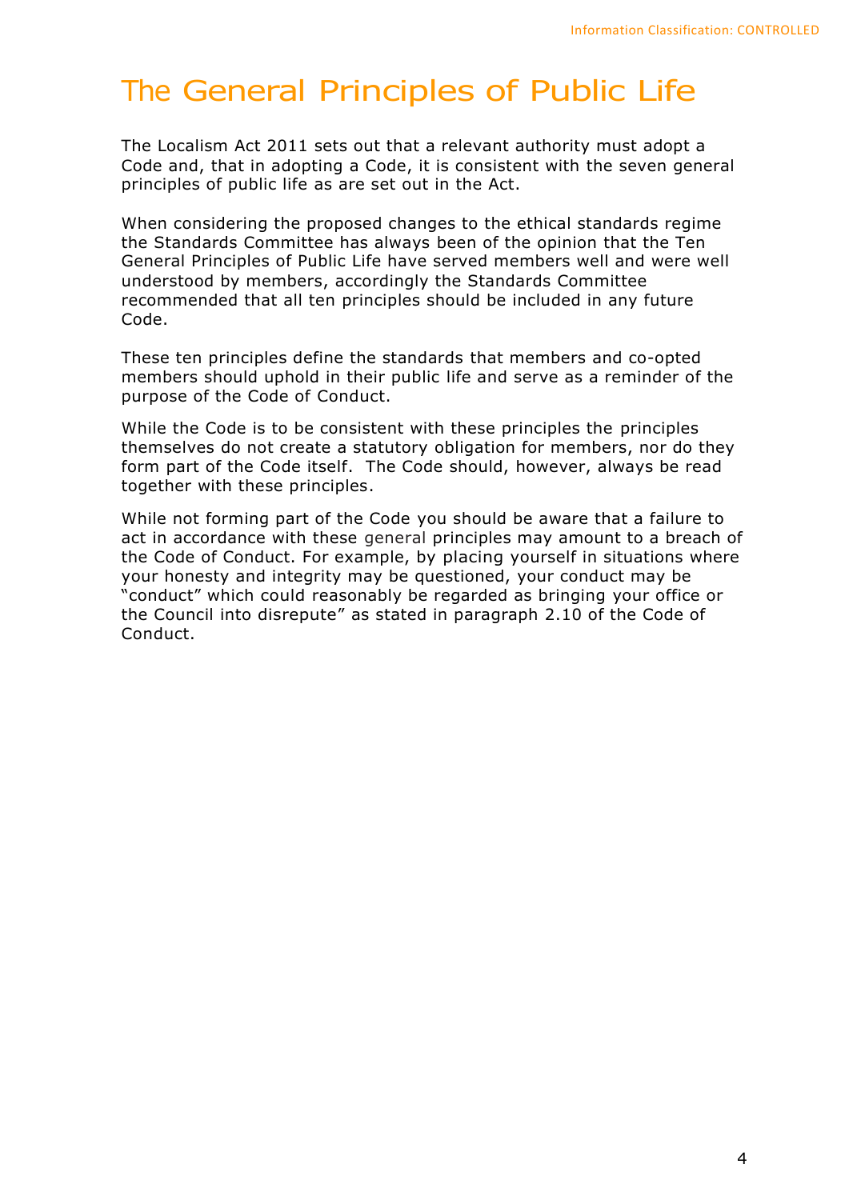# The General Principles of Public Life

The Localism Act 2011 sets out that a relevant authority must adopt a Code and, that in adopting a Code, it is consistent with the seven general principles of public life as are set out in the Act.

When considering the proposed changes to the ethical standards regime the Standards Committee has always been of the opinion that the Ten General Principles of Public Life have served members well and were well understood by members, accordingly the Standards Committee recommended that all ten principles should be included in any future Code.

These ten principles define the standards that members and co-opted members should uphold in their public life and serve as a reminder of the purpose of the Code of Conduct.

While the Code is to be consistent with these principles the principles themselves do not create a statutory obligation for members, nor do they form part of the Code itself. The Code should, however, always be read together with these principles.

While not forming part of the Code you should be aware that a failure to act in accordance with these general principles may amount to a breach of the Code of Conduct. For example, by placing yourself in situations where your honesty and integrity may be questioned, your conduct may be "conduct" which could reasonably be regarded as bringing your office or the Council into disrepute" as stated in paragraph 2.10 of the Code of Conduct.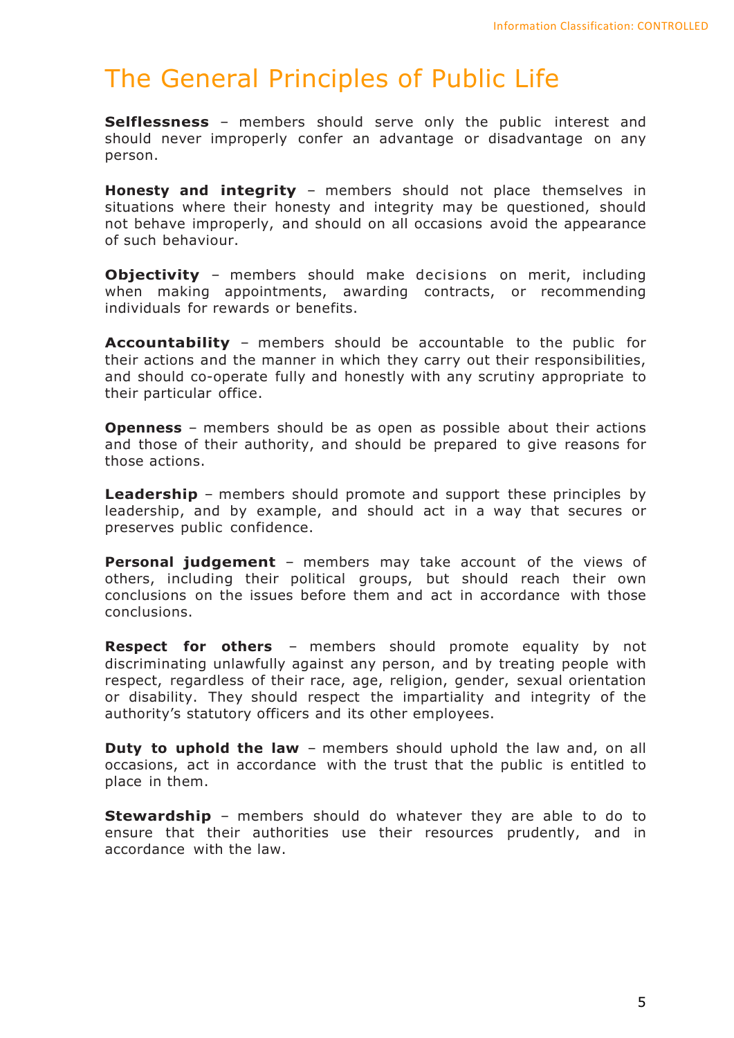# The General Principles of Public Life

**Selflessness** – members should serve only the public interest and should never improperly confer an advantage or disadvantage on any person.

**Honesty and integrity** – members should not place themselves in situations where their honesty and integrity may be questioned, should not behave improperly, and should on all occasions avoid the appearance of such behaviour.

**Objectivity** – members should make decisions on merit, including when making appointments, awarding contracts, or recommending individuals for rewards or benefits.

**Accountability** – members should be accountable to the public for their actions and the manner in which they carry out their responsibilities, and should co-operate fully and honestly with any scrutiny appropriate to their particular office.

**Openness** – members should be as open as possible about their actions and those of their authority, and should be prepared to give reasons for those actions.

**Leadership** – members should promote and support these principles by leadership, and by example, and should act in a way that secures or preserves public confidence.

**Personal judgement** – members may take account of the views of others, including their political groups, but should reach their own conclusions on the issues before them and act in accordance with those conclusions.

**Respect for others** – members should promote equality by not discriminating unlawfully against any person, and by treating people with respect, regardless of their race, age, religion, gender, sexual orientation or disability. They should respect the impartiality and integrity of the authority's statutory officers and its other employees.

**Duty to uphold the law** – members should uphold the law and, on all occasions, act in accordance with the trust that the public is entitled to place in them.

**Stewardship** – members should do whatever they are able to do to ensure that their authorities use their resources prudently, and in accordance with the law.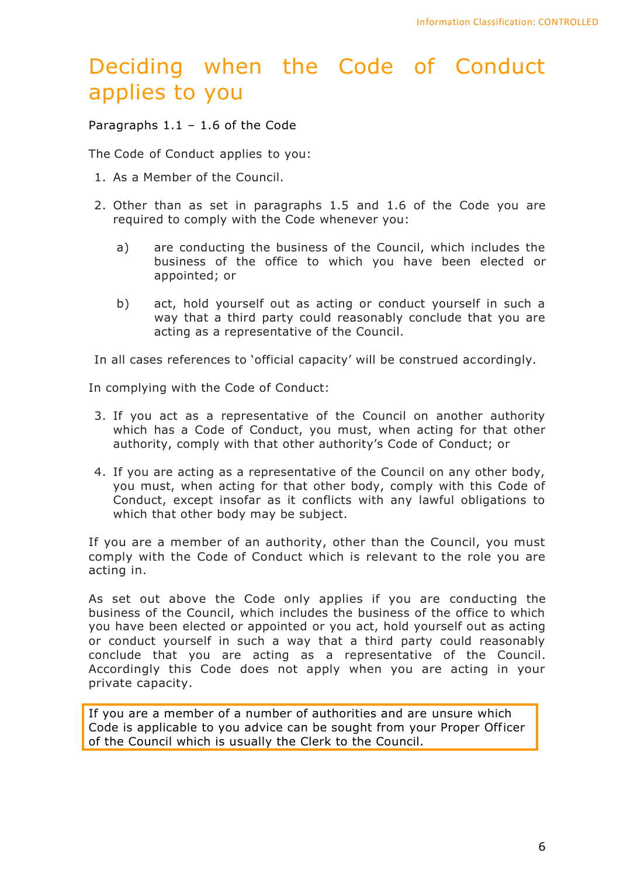# Deciding when the Code of Conduct applies to you

Paragraphs 1.1 – 1.6 of the Code

The Code of Conduct applies to you:

1. As a Member of the Council.

2. Other than as set in paragraphs 1.5 and 1.6 of the Code you are required to comply with the Code whenever you:

   a) are conducting the business of the Council, which includes the business of the office to which you have been elected or appointed; or

   b) act, hold yourself out as acting or conduct yourself in such a way that a third party could reasonably conclude that you are acting as a representative of the Council.

In all cases references to 'official capacity' will be construed accordingly.

In complying with the Code of Conduct:

3. If you act as a representative of the Council on another authority which has a Code of Conduct, you must, when acting for that other authority, comply with that other authority's Code of Conduct; or

4. If you are acting as a representative of the Council on any other body, you must, when acting for that other body, comply with this Code of Conduct, except insofar as it conflicts with any lawful obligations to which that other body may be subject.

If you are a member of an authority, other than the Council, you must comply with the Code of Conduct which is relevant to the role you are acting in.

As set out above the Code only applies if you are conducting the business of the Council, which includes the business of the office to which you have been elected or appointed or you act, hold yourself out as acting or conduct yourself in such a way that a third party could reasonably conclude that you are acting as a representative of the Council. Accordingly this Code does not apply when you are acting in your private capacity.

> If you are a member of a number of authorities and are unsure which Code is applicable to you advice can be sought from your Proper Officer of the Council which is usually the Clerk to the Council.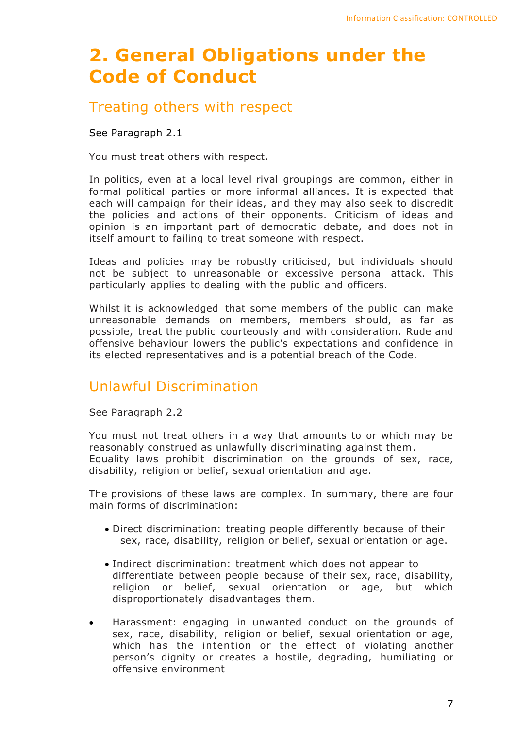# 2. General Obligations under the Code of Conduct

## Treating others with respect

See Paragraph 2.1

You must treat others with respect.

In politics, even at a local level rival groupings are common, either in formal political parties or more informal alliances. It is expected that each will campaign for their ideas, and they may also seek to discredit the policies and actions of their opponents. Criticism of ideas and opinion is an important part of democratic debate, and does not in itself amount to failing to treat someone with respect.

Ideas and policies may be robustly criticised, but individuals should not be subject to unreasonable or excessive personal attack. This particularly applies to dealing with the public and officers.

Whilst it is acknowledged that some members of the public can make unreasonable demands on members, members should, as far as possible, treat the public courteously and with consideration. Rude and offensive behaviour lowers the public's expectations and confidence in its elected representatives and is a potential breach of the Code.

## Unlawful Discrimination

See Paragraph 2.2

You must not treat others in a way that amounts to or which may be reasonably construed as unlawfully discriminating against them.
Equality laws prohibit discrimination on the grounds of sex, race, disability, religion or belief, sexual orientation and age.

The provisions of these laws are complex. In summary, there are four main forms of discrimination:

- Direct discrimination: treating people differently because of their sex, race, disability, religion or belief, sexual orientation or age.
- Indirect discrimination: treatment which does not appear to differentiate between people because of their sex, race, disability, religion or belief, sexual orientation or age, but which disproportionately disadvantages them.
- Harassment: engaging in unwanted conduct on the grounds of sex, race, disability, religion or belief, sexual orientation or age, which has the intention or the effect of violating another person's dignity or creates a hostile, degrading, humiliating or offensive environment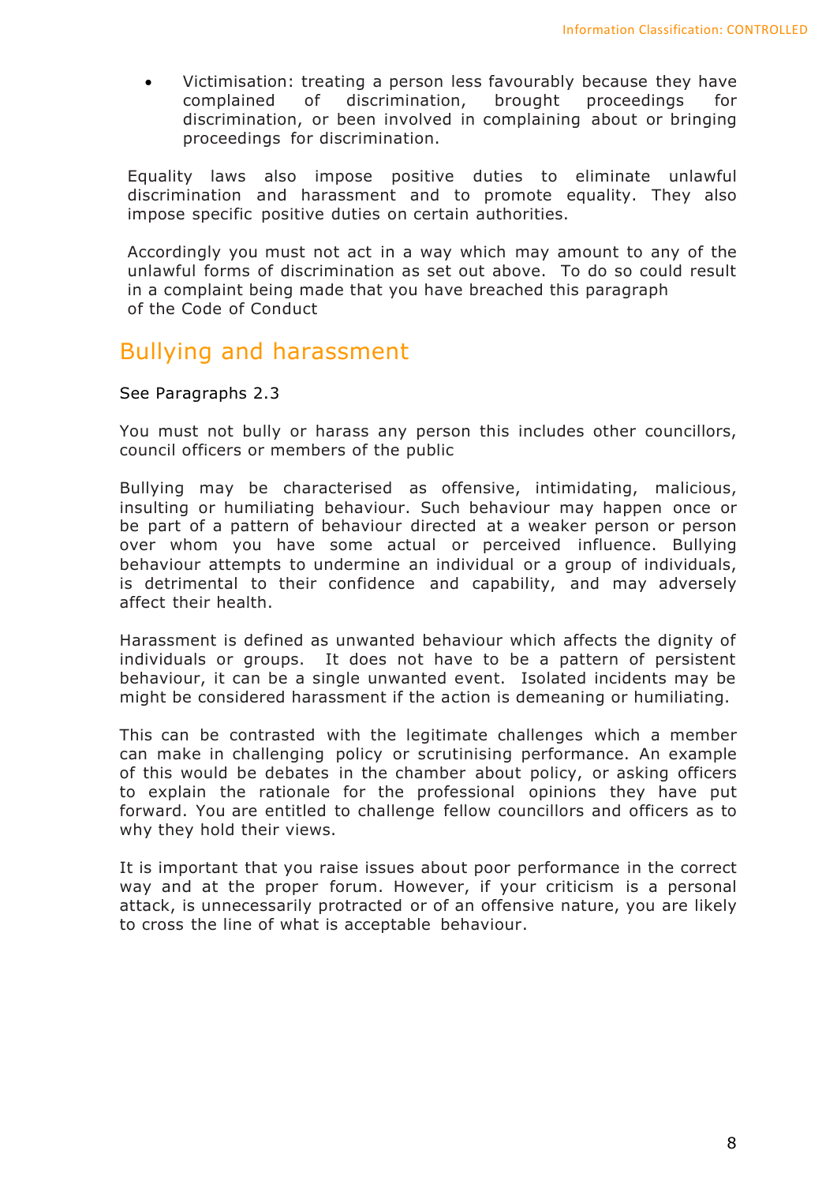- Victimisation: treating a person less favourably because they have complained of discrimination, brought proceedings for discrimination, or been involved in complaining about or bringing proceedings for discrimination.

Equality laws also impose positive duties to eliminate unlawful discrimination and harassment and to promote equality. They also impose specific positive duties on certain authorities.

Accordingly you must not act in a way which may amount to any of the unlawful forms of discrimination as set out above. To do so could result in a complaint being made that you have breached this paragraph of the Code of Conduct

## Bullying and harassment

See Paragraphs 2.3

You must not bully or harass any person this includes other councillors, council officers or members of the public

Bullying may be characterised as offensive, intimidating, malicious, insulting or humiliating behaviour. Such behaviour may happen once or be part of a pattern of behaviour directed at a weaker person or person over whom you have some actual or perceived influence. Bullying behaviour attempts to undermine an individual or a group of individuals, is detrimental to their confidence and capability, and may adversely affect their health.

Harassment is defined as unwanted behaviour which affects the dignity of individuals or groups. It does not have to be a pattern of persistent behaviour, it can be a single unwanted event. Isolated incidents may be might be considered harassment if the action is demeaning or humiliating.

This can be contrasted with the legitimate challenges which a member can make in challenging policy or scrutinising performance. An example of this would be debates in the chamber about policy, or asking officers to explain the rationale for the professional opinions they have put forward. You are entitled to challenge fellow councillors and officers as to why they hold their views.

It is important that you raise issues about poor performance in the correct way and at the proper forum. However, if your criticism is a personal attack, is unnecessarily protracted or of an offensive nature, you are likely to cross the line of what is acceptable behaviour.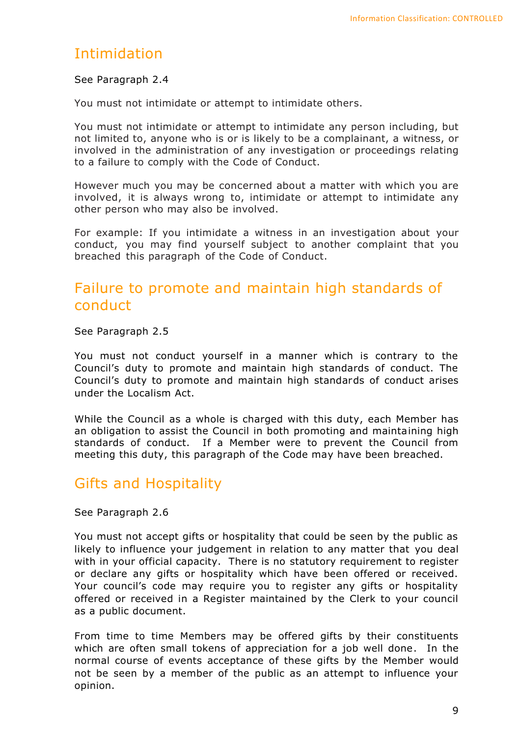## Intimidation

See Paragraph 2.4

You must not intimidate or attempt to intimidate others.

You must not intimidate or attempt to intimidate any person including, but not limited to, anyone who is or is likely to be a complainant, a witness, or involved in the administration of any investigation or proceedings relating to a failure to comply with the Code of Conduct.

However much you may be concerned about a matter with which you are involved, it is always wrong to, intimidate or attempt to intimidate any other person who may also be involved.

For example: If you intimidate a witness in an investigation about your conduct, you may find yourself subject to another complaint that you breached this paragraph of the Code of Conduct.

## Failure to promote and maintain high standards of conduct

See Paragraph 2.5

You must not conduct yourself in a manner which is contrary to the Council's duty to promote and maintain high standards of conduct. The Council's duty to promote and maintain high standards of conduct arises under the Localism Act.

While the Council as a whole is charged with this duty, each Member has an obligation to assist the Council in both promoting and maintaining high standards of conduct. If a Member were to prevent the Council from meeting this duty, this paragraph of the Code may have been breached.

## Gifts and Hospitality

See Paragraph 2.6

You must not accept gifts or hospitality that could be seen by the public as likely to influence your judgement in relation to any matter that you deal with in your official capacity. There is no statutory requirement to register or declare any gifts or hospitality which have been offered or received. Your council's code may require you to register any gifts or hospitality offered or received in a Register maintained by the Clerk to your council as a public document.

From time to time Members may be offered gifts by their constituents which are often small tokens of appreciation for a job well done. In the normal course of events acceptance of these gifts by the Member would not be seen by a member of the public as an attempt to influence your opinion.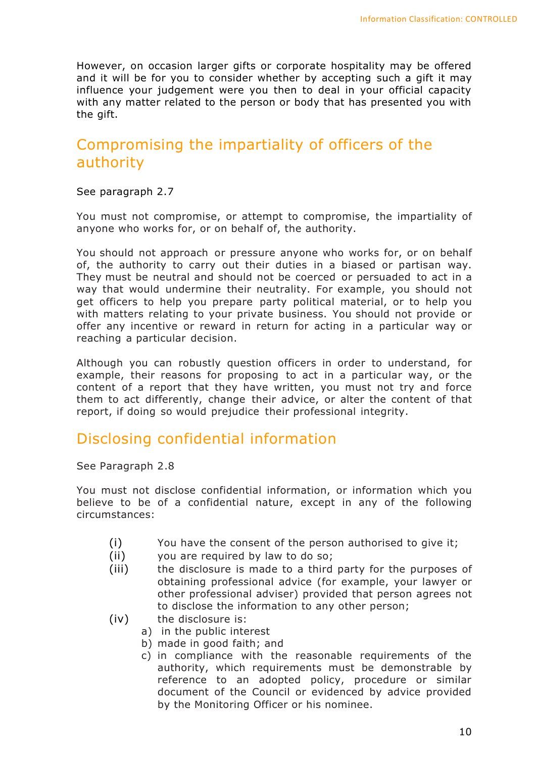However, on occasion larger gifts or corporate hospitality may be offered and it will be for you to consider whether by accepting such a gift it may influence your judgement were you then to deal in your official capacity with any matter related to the person or body that has presented you with the gift.

## Compromising the impartiality of officers of the authority

See paragraph 2.7

You must not compromise, or attempt to compromise, the impartiality of anyone who works for, or on behalf of, the authority.

You should not approach or pressure anyone who works for, or on behalf of, the authority to carry out their duties in a biased or partisan way. They must be neutral and should not be coerced or persuaded to act in a way that would undermine their neutrality. For example, you should not get officers to help you prepare party political material, or to help you with matters relating to your private business. You should not provide or offer any incentive or reward in return for acting in a particular way or reaching a particular decision.

Although you can robustly question officers in order to understand, for example, their reasons for proposing to act in a particular way, or the content of a report that they have written, you must not try and force them to act differently, change their advice, or alter the content of that report, if doing so would prejudice their professional integrity.

## Disclosing confidential information

See Paragraph 2.8

You must not disclose confidential information, or information which you believe to be of a confidential nature, except in any of the following circumstances:

(i) You have the consent of the person authorised to give it;

(ii) you are required by law to do so;

(iii) the disclosure is made to a third party for the purposes of obtaining professional advice (for example, your lawyer or other professional adviser) provided that person agrees not to disclose the information to any other person;

(iv) the disclosure is:

   a) in the public interest
   b) made in good faith; and
   c) in compliance with the reasonable requirements of the authority, which requirements must be demonstrable by reference to an adopted policy, procedure or similar document of the Council or evidenced by advice provided by the Monitoring Officer or his nominee.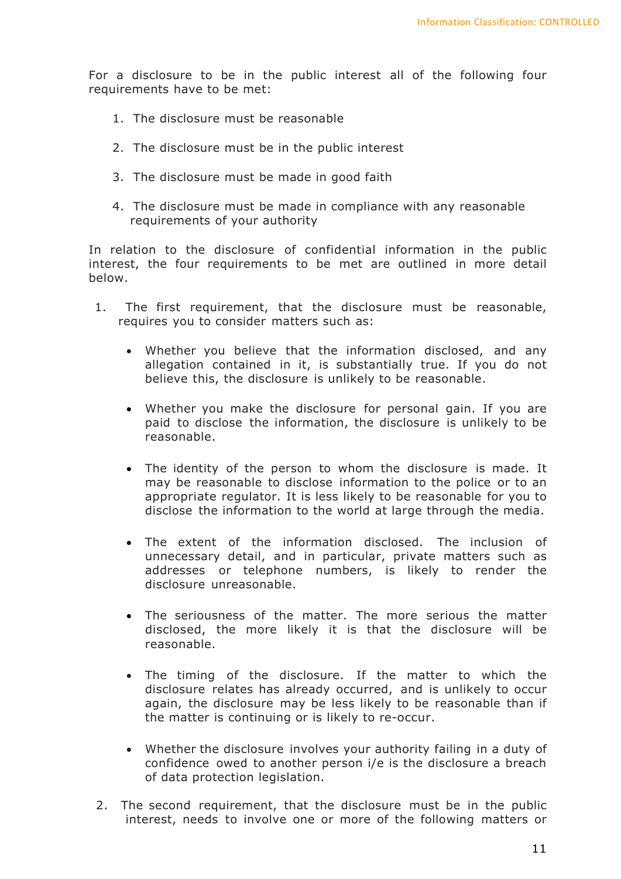For a disclosure to be in the public interest all of the following four requirements have to be met:

1. The disclosure must be reasonable
2. The disclosure must be in the public interest
3. The disclosure must be made in good faith
4. The disclosure must be made in compliance with any reasonable requirements of your authority

In relation to the disclosure of confidential information in the public interest, the four requirements to be met are outlined in more detail below.

1. The first requirement, that the disclosure must be reasonable, requires you to consider matters such as:

    - Whether you believe that the information disclosed, and any allegation contained in it, is substantially true. If you do not believe this, the disclosure is unlikely to be reasonable.

    - Whether you make the disclosure for personal gain. If you are paid to disclose the information, the disclosure is unlikely to be reasonable.

    - The identity of the person to whom the disclosure is made. It may be reasonable to disclose information to the police or to an appropriate regulator. It is less likely to be reasonable for you to disclose the information to the world at large through the media.

    - The extent of the information disclosed. The inclusion of unnecessary detail, and in particular, private matters such as addresses or telephone numbers, is likely to render the disclosure unreasonable.

    - The seriousness of the matter. The more serious the matter disclosed, the more likely it is that the disclosure will be reasonable.

    - The timing of the disclosure. If the matter to which the disclosure relates has already occurred, and is unlikely to occur again, the disclosure may be less likely to be reasonable than if the matter is continuing or is likely to re-occur.

    - Whether the disclosure involves your authority failing in a duty of confidence owed to another person i/e is the disclosure a breach of data protection legislation.

2. The second requirement, that the disclosure must be in the public interest, needs to involve one or more of the following matters or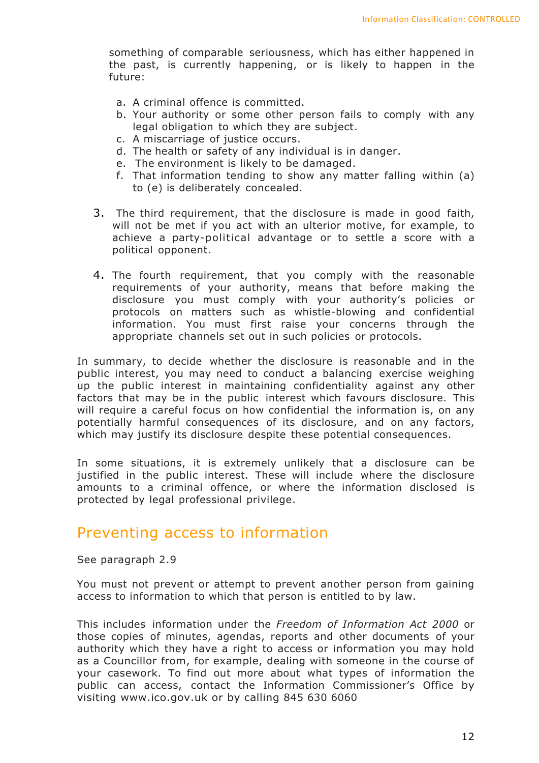something of comparable seriousness, which has either happened in the past, is currently happening, or is likely to happen in the future:

a. A criminal offence is committed.
b. Your authority or some other person fails to comply with any legal obligation to which they are subject.
c. A miscarriage of justice occurs.
d. The health or safety of any individual is in danger.
e. The environment is likely to be damaged.
f. That information tending to show any matter falling within (a) to (e) is deliberately concealed.

3. The third requirement, that the disclosure is made in good faith, will not be met if you act with an ulterior motive, for example, to achieve a party-political advantage or to settle a score with a political opponent.

4. The fourth requirement, that you comply with the reasonable requirements of your authority, means that before making the disclosure you must comply with your authority's policies or protocols on matters such as whistle-blowing and confidential information. You must first raise your concerns through the appropriate channels set out in such policies or protocols.

In summary, to decide whether the disclosure is reasonable and in the public interest, you may need to conduct a balancing exercise weighing up the public interest in maintaining confidentiality against any other factors that may be in the public interest which favours disclosure. This will require a careful focus on how confidential the information is, on any potentially harmful consequences of its disclosure, and on any factors, which may justify its disclosure despite these potential consequences.

In some situations, it is extremely unlikely that a disclosure can be justified in the public interest. These will include where the disclosure amounts to a criminal offence, or where the information disclosed is protected by legal professional privilege.

## Preventing access to information

See paragraph 2.9

You must not prevent or attempt to prevent another person from gaining access to information to which that person is entitled to by law.

This includes information under the *Freedom of Information Act 2000* or those copies of minutes, agendas, reports and other documents of your authority which they have a right to access or information you may hold as a Councillor from, for example, dealing with someone in the course of your casework. To find out more about what types of information the public can access, contact the Information Commissioner's Office by visiting www.ico.gov.uk or by calling 845 630 6060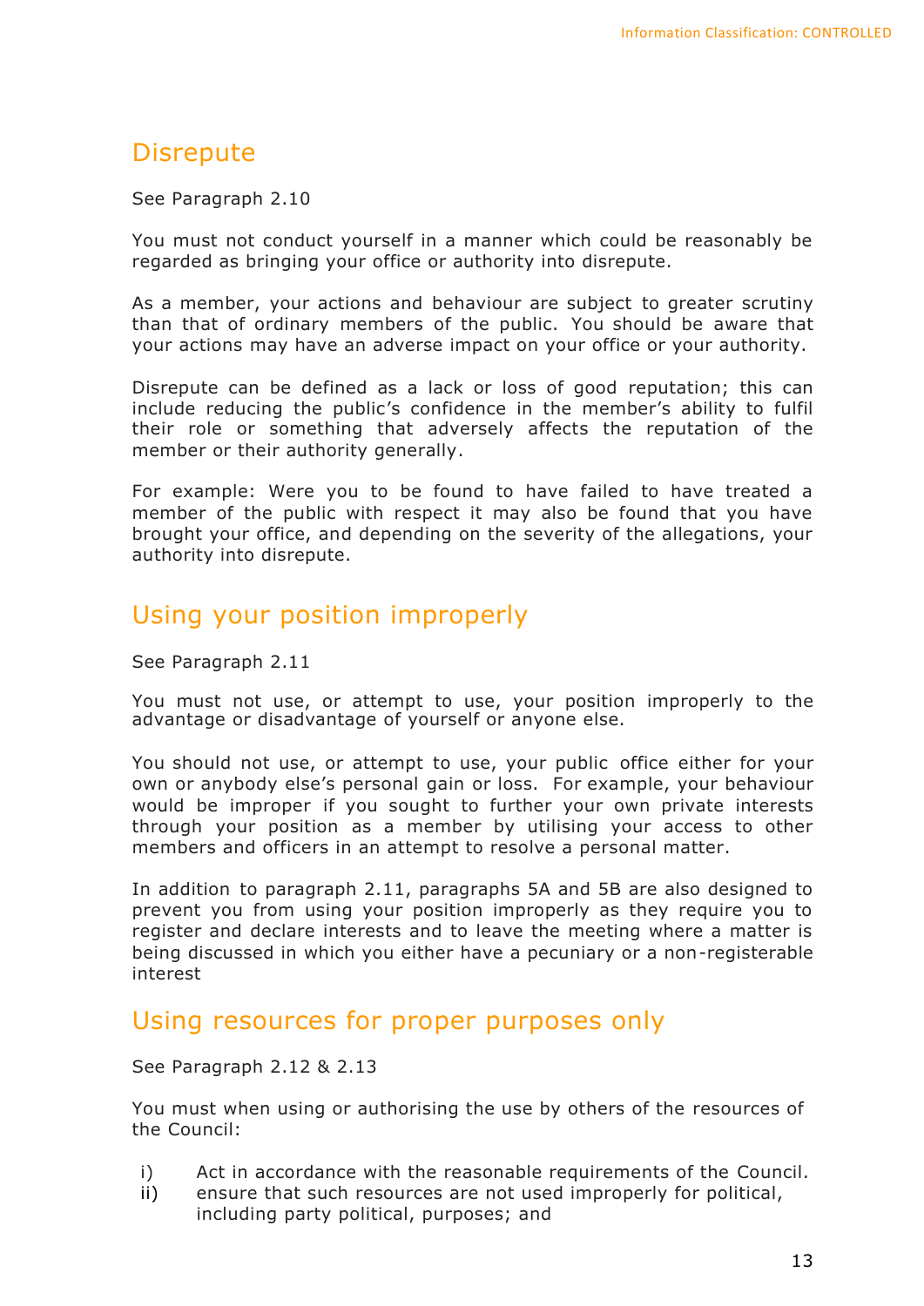## Disrepute

See Paragraph 2.10

You must not conduct yourself in a manner which could be reasonably be regarded as bringing your office or authority into disrepute.

As a member, your actions and behaviour are subject to greater scrutiny than that of ordinary members of the public. You should be aware that your actions may have an adverse impact on your office or your authority.

Disrepute can be defined as a lack or loss of good reputation; this can include reducing the public's confidence in the member's ability to fulfil their role or something that adversely affects the reputation of the member or their authority generally.

For example: Were you to be found to have failed to have treated a member of the public with respect it may also be found that you have brought your office, and depending on the severity of the allegations, your authority into disrepute.

## Using your position improperly

See Paragraph 2.11

You must not use, or attempt to use, your position improperly to the advantage or disadvantage of yourself or anyone else.

You should not use, or attempt to use, your public office either for your own or anybody else's personal gain or loss. For example, your behaviour would be improper if you sought to further your own private interests through your position as a member by utilising your access to other members and officers in an attempt to resolve a personal matter.

In addition to paragraph 2.11, paragraphs 5A and 5B are also designed to prevent you from using your position improperly as they require you to register and declare interests and to leave the meeting where a matter is being discussed in which you either have a pecuniary or a non-registerable interest

## Using resources for proper purposes only

See Paragraph 2.12 & 2.13

You must when using or authorising the use by others of the resources of the Council:

i) Act in accordance with the reasonable requirements of the Council.
ii) ensure that such resources are not used improperly for political, including party political, purposes; and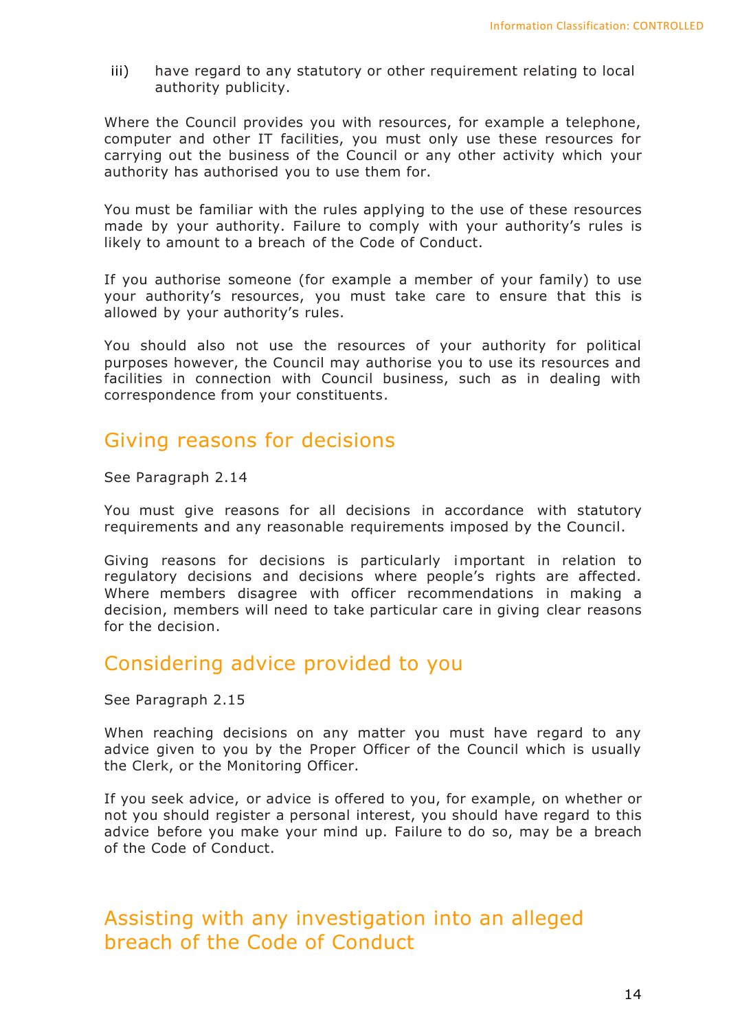iii) have regard to any statutory or other requirement relating to local authority publicity.

Where the Council provides you with resources, for example a telephone, computer and other IT facilities, you must only use these resources for carrying out the business of the Council or any other activity which your authority has authorised you to use them for.

You must be familiar with the rules applying to the use of these resources made by your authority. Failure to comply with your authority's rules is likely to amount to a breach of the Code of Conduct.

If you authorise someone (for example a member of your family) to use your authority's resources, you must take care to ensure that this is allowed by your authority's rules.

You should also not use the resources of your authority for political purposes however, the Council may authorise you to use its resources and facilities in connection with Council business, such as in dealing with correspondence from your constituents.

## Giving reasons for decisions

See Paragraph 2.14

You must give reasons for all decisions in accordance with statutory requirements and any reasonable requirements imposed by the Council.

Giving reasons for decisions is particularly important in relation to regulatory decisions and decisions where people's rights are affected. Where members disagree with officer recommendations in making a decision, members will need to take particular care in giving clear reasons for the decision.

## Considering advice provided to you

See Paragraph 2.15

When reaching decisions on any matter you must have regard to any advice given to you by the Proper Officer of the Council which is usually the Clerk, or the Monitoring Officer.

If you seek advice, or advice is offered to you, for example, on whether or not you should register a personal interest, you should have regard to this advice before you make your mind up. Failure to do so, may be a breach of the Code of Conduct.

## Assisting with any investigation into an alleged breach of the Code of Conduct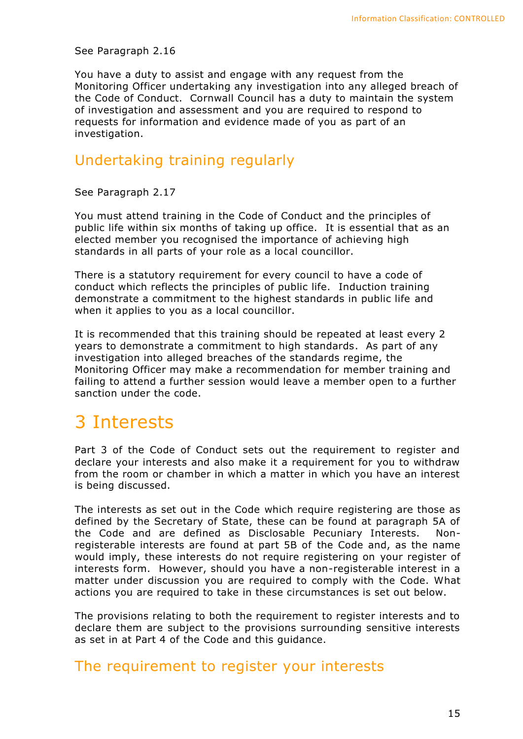See Paragraph 2.16

You have a duty to assist and engage with any request from the Monitoring Officer undertaking any investigation into any alleged breach of the Code of Conduct. Cornwall Council has a duty to maintain the system of investigation and assessment and you are required to respond to requests for information and evidence made of you as part of an investigation.

## Undertaking training regularly

See Paragraph 2.17

You must attend training in the Code of Conduct and the principles of public life within six months of taking up office. It is essential that as an elected member you recognised the importance of achieving high standards in all parts of your role as a local councillor.

There is a statutory requirement for every council to have a code of conduct which reflects the principles of public life. Induction training demonstrate a commitment to the highest standards in public life and when it applies to you as a local councillor.

It is recommended that this training should be repeated at least every 2 years to demonstrate a commitment to high standards. As part of any investigation into alleged breaches of the standards regime, the Monitoring Officer may make a recommendation for member training and failing to attend a further session would leave a member open to a further sanction under the code.

# 3 Interests

Part 3 of the Code of Conduct sets out the requirement to register and declare your interests and also make it a requirement for you to withdraw from the room or chamber in which a matter in which you have an interest is being discussed.

The interests as set out in the Code which require registering are those as defined by the Secretary of State, these can be found at paragraph 5A of the Code and are defined as Disclosable Pecuniary Interests. Non-registerable interests are found at part 5B of the Code and, as the name would imply, these interests do not require registering on your register of interests form. However, should you have a non-registerable interest in a matter under discussion you are required to comply with the Code. What actions you are required to take in these circumstances is set out below.

The provisions relating to both the requirement to register interests and to declare them are subject to the provisions surrounding sensitive interests as set in at Part 4 of the Code and this guidance.

## The requirement to register your interests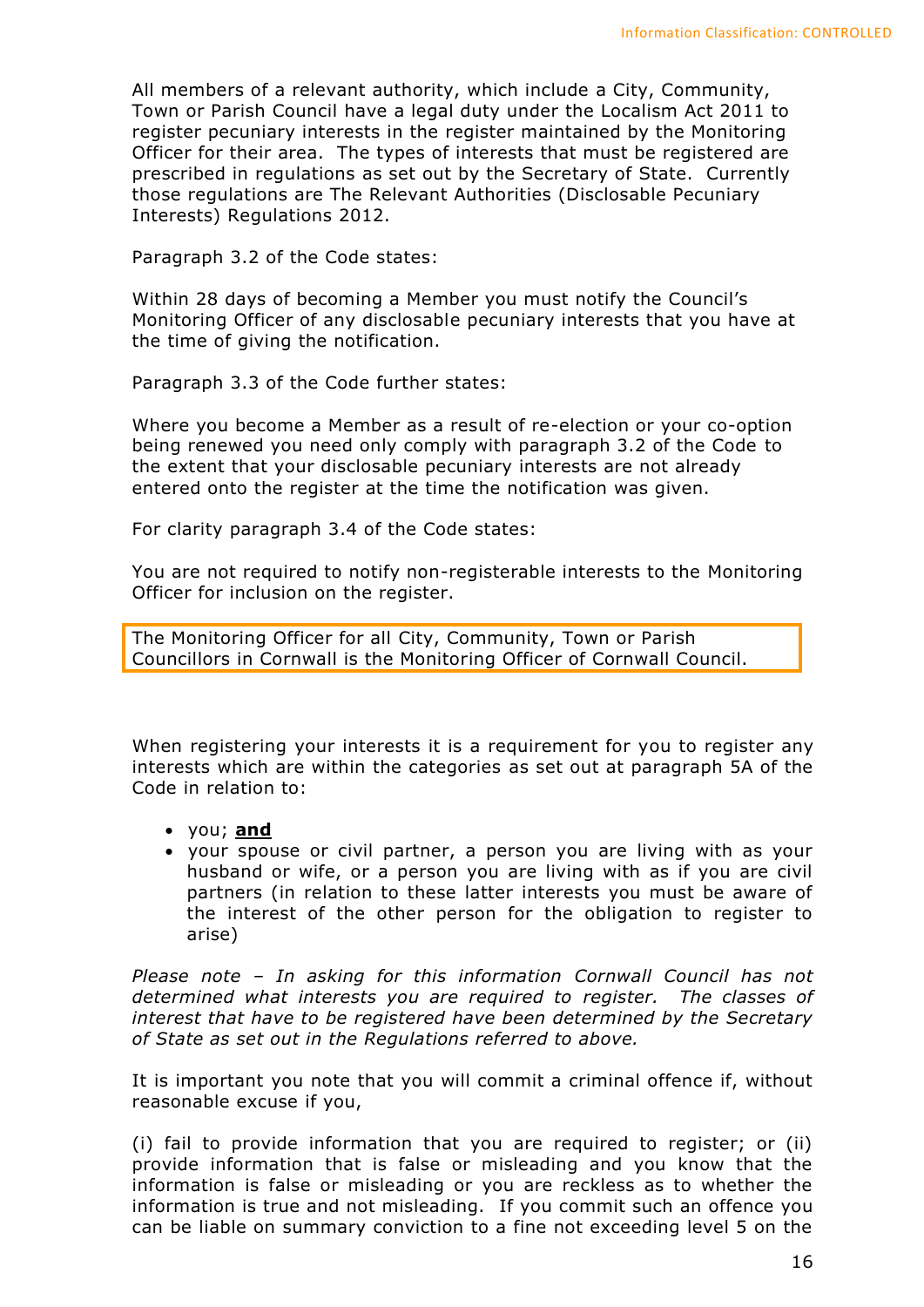All members of a relevant authority, which include a City, Community, Town or Parish Council have a legal duty under the Localism Act 2011 to register pecuniary interests in the register maintained by the Monitoring Officer for their area. The types of interests that must be registered are prescribed in regulations as set out by the Secretary of State. Currently those regulations are The Relevant Authorities (Disclosable Pecuniary Interests) Regulations 2012.

Paragraph 3.2 of the Code states:

Within 28 days of becoming a Member you must notify the Council's Monitoring Officer of any disclosable pecuniary interests that you have at the time of giving the notification.

Paragraph 3.3 of the Code further states:

Where you become a Member as a result of re-election or your co-option being renewed you need only comply with paragraph 3.2 of the Code to the extent that your disclosable pecuniary interests are not already entered onto the register at the time the notification was given.

For clarity paragraph 3.4 of the Code states:

You are not required to notify non-registerable interests to the Monitoring Officer for inclusion on the register.

The Monitoring Officer for all City, Community, Town or Parish Councillors in Cornwall is the Monitoring Officer of Cornwall Council.

When registering your interests it is a requirement for you to register any interests which are within the categories as set out at paragraph 5A of the Code in relation to:

- you; **and**
- your spouse or civil partner, a person you are living with as your husband or wife, or a person you are living with as if you are civil partners (in relation to these latter interests you must be aware of the interest of the other person for the obligation to register to arise)

*Please note – In asking for this information Cornwall Council has not determined what interests you are required to register. The classes of interest that have to be registered have been determined by the Secretary of State as set out in the Regulations referred to above.*

It is important you note that you will commit a criminal offence if, without reasonable excuse if you,

(i) fail to provide information that you are required to register; or (ii) provide information that is false or misleading and you know that the information is false or misleading or you are reckless as to whether the information is true and not misleading. If you commit such an offence you can be liable on summary conviction to a fine not exceeding level 5 on the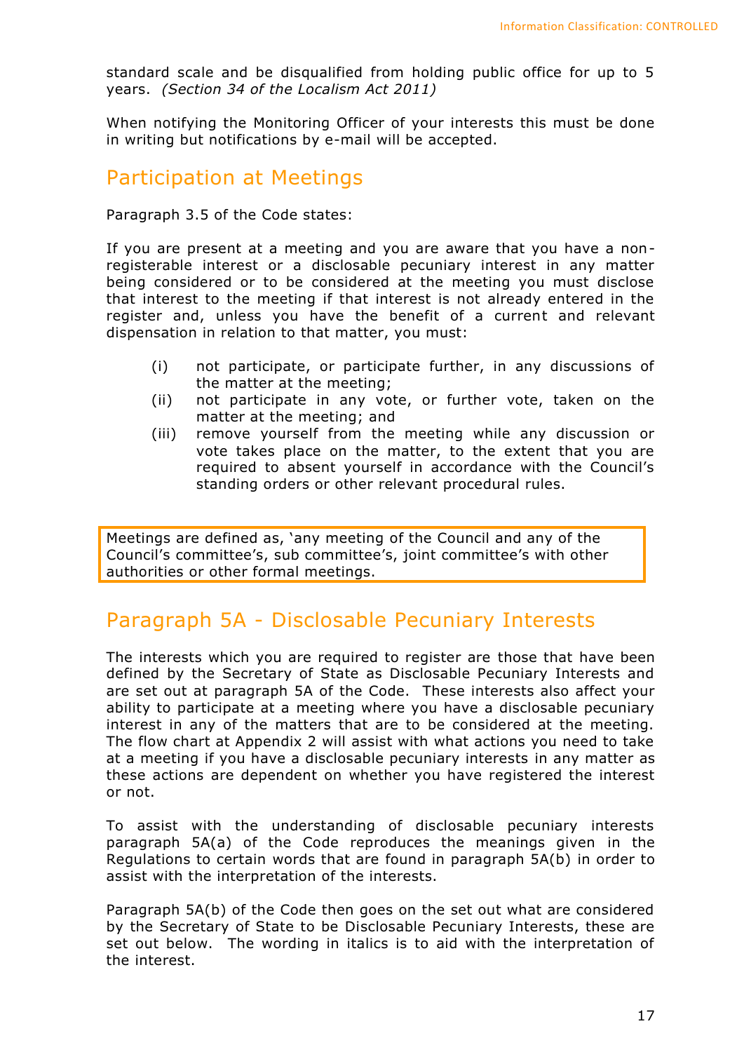standard scale and be disqualified from holding public office for up to 5 years. *(Section 34 of the Localism Act 2011)*

When notifying the Monitoring Officer of your interests this must be done in writing but notifications by e-mail will be accepted.

## Participation at Meetings

Paragraph 3.5 of the Code states:

If you are present at a meeting and you are aware that you have a non-registerable interest or a disclosable pecuniary interest in any matter being considered or to be considered at the meeting you must disclose that interest to the meeting if that interest is not already entered in the register and, unless you have the benefit of a current and relevant dispensation in relation to that matter, you must:

- (i) not participate, or participate further, in any discussions of the matter at the meeting;
- (ii) not participate in any vote, or further vote, taken on the matter at the meeting; and
- (iii) remove yourself from the meeting while any discussion or vote takes place on the matter, to the extent that you are required to absent yourself in accordance with the Council's standing orders or other relevant procedural rules.

> Meetings are defined as, 'any meeting of the Council and any of the Council's committee's, sub committee's, joint committee's with other authorities or other formal meetings.

## Paragraph 5A - Disclosable Pecuniary Interests

The interests which you are required to register are those that have been defined by the Secretary of State as Disclosable Pecuniary Interests and are set out at paragraph 5A of the Code. These interests also affect your ability to participate at a meeting where you have a disclosable pecuniary interest in any of the matters that are to be considered at the meeting. The flow chart at Appendix 2 will assist with what actions you need to take at a meeting if you have a disclosable pecuniary interests in any matter as these actions are dependent on whether you have registered the interest or not.

To assist with the understanding of disclosable pecuniary interests paragraph 5A(a) of the Code reproduces the meanings given in the Regulations to certain words that are found in paragraph 5A(b) in order to assist with the interpretation of the interests.

Paragraph 5A(b) of the Code then goes on the set out what are considered by the Secretary of State to be Disclosable Pecuniary Interests, these are set out below. The wording in italics is to aid with the interpretation of the interest.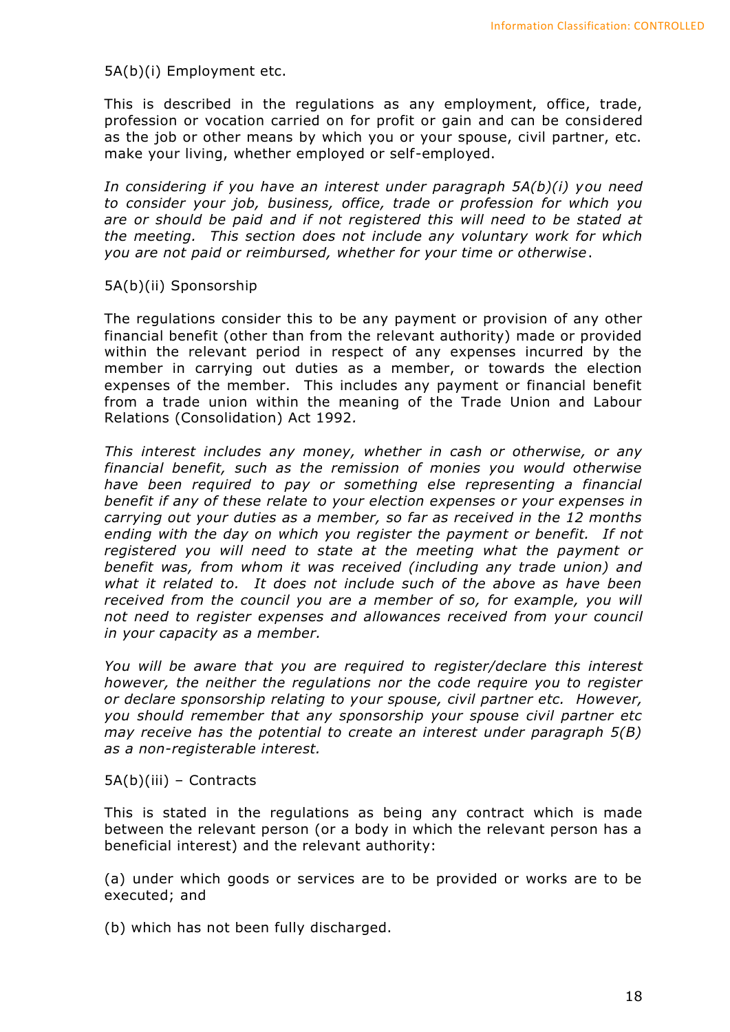5A(b)(i) Employment etc.

This is described in the regulations as any employment, office, trade, profession or vocation carried on for profit or gain and can be considered as the job or other means by which you or your spouse, civil partner, etc. make your living, whether employed or self-employed.

*In considering if you have an interest under paragraph 5A(b)(i) you need to consider your job, business, office, trade or profession for which you are or should be paid and if not registered this will need to be stated at the meeting. This section does not include any voluntary work for which you are not paid or reimbursed, whether for your time or otherwise.*

5A(b)(ii) Sponsorship

The regulations consider this to be any payment or provision of any other financial benefit (other than from the relevant authority) made or provided within the relevant period in respect of any expenses incurred by the member in carrying out duties as a member, or towards the election expenses of the member. This includes any payment or financial benefit from a trade union within the meaning of the Trade Union and Labour Relations (Consolidation) Act 1992.

*This interest includes any money, whether in cash or otherwise, or any financial benefit, such as the remission of monies you would otherwise have been required to pay or something else representing a financial benefit if any of these relate to your election expenses or your expenses in carrying out your duties as a member, so far as received in the 12 months ending with the day on which you register the payment or benefit. If not registered you will need to state at the meeting what the payment or benefit was, from whom it was received (including any trade union) and what it related to. It does not include such of the above as have been received from the council you are a member of so, for example, you will not need to register expenses and allowances received from your council in your capacity as a member.*

*You will be aware that you are required to register/declare this interest however, the neither the regulations nor the code require you to register or declare sponsorship relating to your spouse, civil partner etc. However, you should remember that any sponsorship your spouse civil partner etc may receive has the potential to create an interest under paragraph 5(B) as a non-registerable interest.*

5A(b)(iii) – Contracts

This is stated in the regulations as being any contract which is made between the relevant person (or a body in which the relevant person has a beneficial interest) and the relevant authority:

(a) under which goods or services are to be provided or works are to be executed; and

(b) which has not been fully discharged.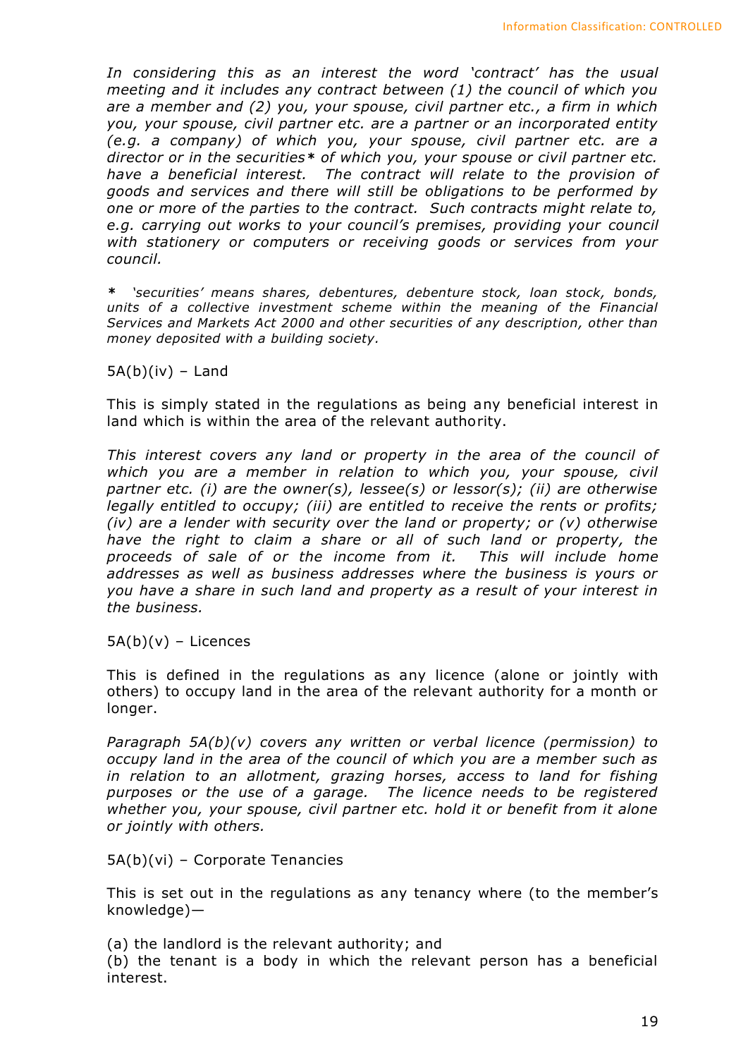*In considering this as an interest the word 'contract' has the usual meeting and it includes any contract between (1) the council of which you are a member and (2) you, your spouse, civil partner etc., a firm in which you, your spouse, civil partner etc. are a partner or an incorporated entity (e.g. a company) of which you, your spouse, civil partner etc. are a director or in the securities** of which you, your spouse or civil partner etc. have a beneficial interest. The contract will relate to the provision of goods and services and there will still be obligations to be performed by one or more of the parties to the contract. Such contracts might relate to, e.g. carrying out works to your council's premises, providing your council with stationery or computers or receiving goods or services from your council.*

*** 'securities' means shares, debentures, debenture stock, loan stock, bonds, units of a collective investment scheme within the meaning of the Financial Services and Markets Act 2000 and other securities of any description, other than money deposited with a building society.*

5A(b)(iv) – Land

This is simply stated in the regulations as being any beneficial interest in land which is within the area of the relevant authority.

*This interest covers any land or property in the area of the council of which you are a member in relation to which you, your spouse, civil partner etc. (i) are the owner(s), lessee(s) or lessor(s); (ii) are otherwise legally entitled to occupy; (iii) are entitled to receive the rents or profits; (iv) are a lender with security over the land or property; or (v) otherwise have the right to claim a share or all of such land or property, the proceeds of sale of or the income from it. This will include home addresses as well as business addresses where the business is yours or you have a share in such land and property as a result of your interest in the business.*

5A(b)(v) – Licences

This is defined in the regulations as any licence (alone or jointly with others) to occupy land in the area of the relevant authority for a month or longer.

*Paragraph 5A(b)(v) covers any written or verbal licence (permission) to occupy land in the area of the council of which you are a member such as in relation to an allotment, grazing horses, access to land for fishing purposes or the use of a garage. The licence needs to be registered whether you, your spouse, civil partner etc. hold it or benefit from it alone or jointly with others.*

5A(b)(vi) – Corporate Tenancies

This is set out in the regulations as any tenancy where (to the member's knowledge)—

(a) the landlord is the relevant authority; and
(b) the tenant is a body in which the relevant person has a beneficial interest.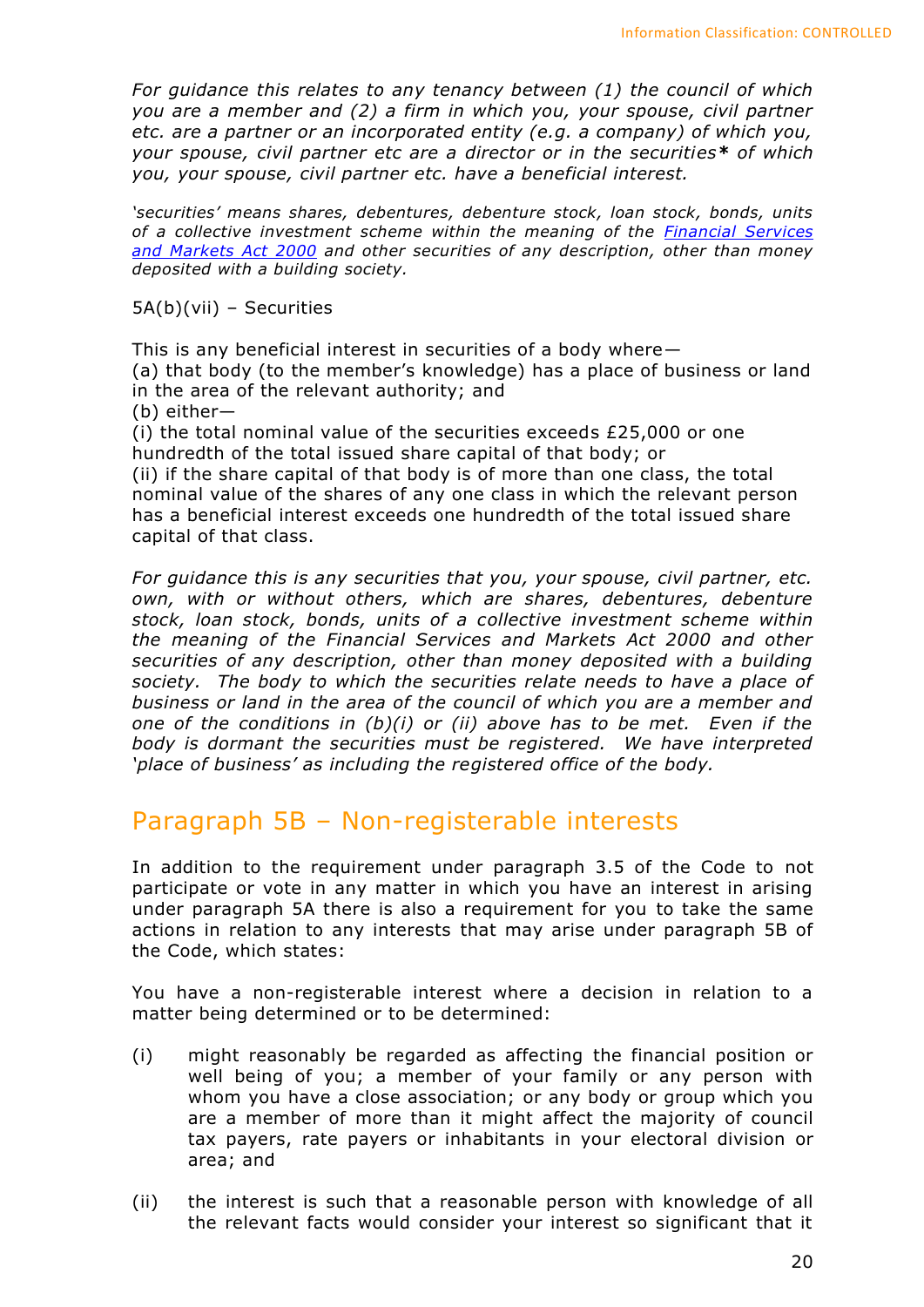*For guidance this relates to any tenancy between (1) the council of which you are a member and (2) a firm in which you, your spouse, civil partner etc. are a partner or an incorporated entity (e.g. a company) of which you, your spouse, civil partner etc are a director or in the securities* of which you, your spouse, civil partner etc. have a beneficial interest.*

*'securities' means shares, debentures, debenture stock, loan stock, bonds, units of a collective investment scheme within the meaning of the [Financial Services and Markets Act 2000]() and other securities of any description, other than money deposited with a building society.*

5A(b)(vii) – Securities

This is any beneficial interest in securities of a body where—
(a) that body (to the member's knowledge) has a place of business or land in the area of the relevant authority; and
(b) either—
(i) the total nominal value of the securities exceeds £25,000 or one hundredth of the total issued share capital of that body; or
(ii) if the share capital of that body is of more than one class, the total nominal value of the shares of any one class in which the relevant person has a beneficial interest exceeds one hundredth of the total issued share capital of that class.

*For guidance this is any securities that you, your spouse, civil partner, etc. own, with or without others, which are shares, debentures, debenture stock, loan stock, bonds, units of a collective investment scheme within the meaning of the Financial Services and Markets Act 2000 and other securities of any description, other than money deposited with a building society. The body to which the securities relate needs to have a place of business or land in the area of the council of which you are a member and one of the conditions in (b)(i) or (ii) above has to be met. Even if the body is dormant the securities must be registered. We have interpreted 'place of business' as including the registered office of the body.*

## Paragraph 5B – Non-registerable interests

In addition to the requirement under paragraph 3.5 of the Code to not participate or vote in any matter in which you have an interest in arising under paragraph 5A there is also a requirement for you to take the same actions in relation to any interests that may arise under paragraph 5B of the Code, which states:

You have a non-registerable interest where a decision in relation to a matter being determined or to be determined:

(i) might reasonably be regarded as affecting the financial position or well being of you; a member of your family or any person with whom you have a close association; or any body or group which you are a member of more than it might affect the majority of council tax payers, rate payers or inhabitants in your electoral division or area; and

(ii) the interest is such that a reasonable person with knowledge of all the relevant facts would consider your interest so significant that it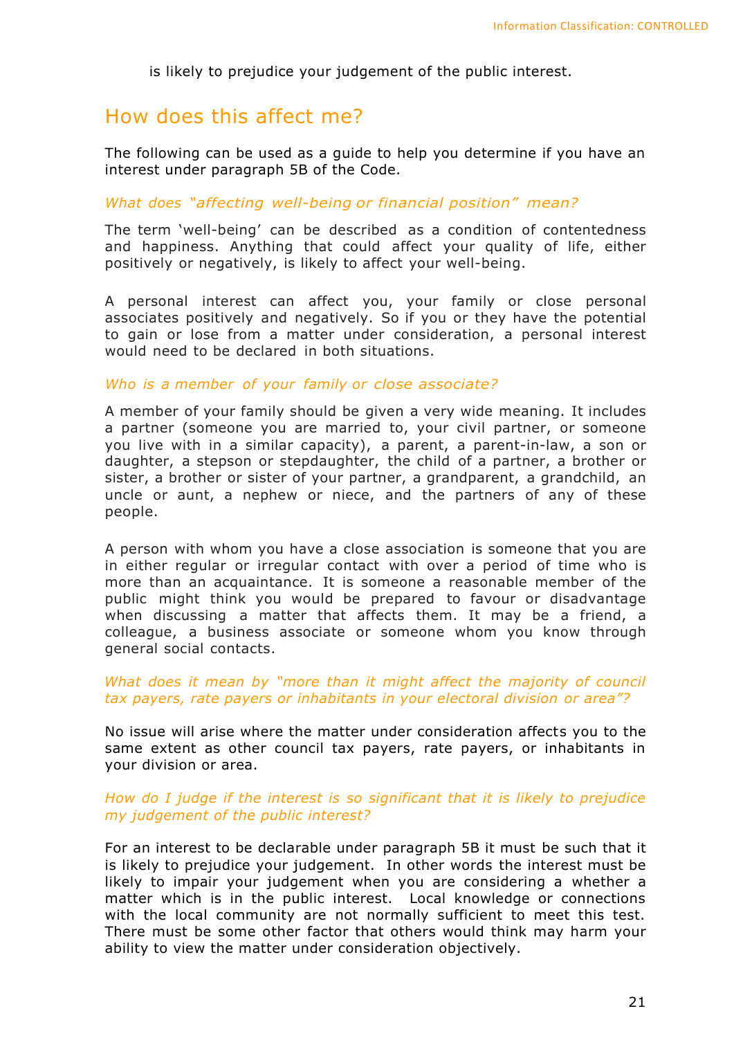is likely to prejudice your judgement of the public interest.

## How does this affect me?

The following can be used as a guide to help you determine if you have an interest under paragraph 5B of the Code.

### *What does "affecting well-being or financial position" mean?*

The term 'well-being' can be described as a condition of contentedness and happiness. Anything that could affect your quality of life, either positively or negatively, is likely to affect your well-being.

A personal interest can affect you, your family or close personal associates positively and negatively. So if you or they have the potential to gain or lose from a matter under consideration, a personal interest would need to be declared in both situations.

### *Who is a member of your family or close associate?*

A member of your family should be given a very wide meaning. It includes a partner (someone you are married to, your civil partner, or someone you live with in a similar capacity), a parent, a parent-in-law, a son or daughter, a stepson or stepdaughter, the child of a partner, a brother or sister, a brother or sister of your partner, a grandparent, a grandchild, an uncle or aunt, a nephew or niece, and the partners of any of these people.

A person with whom you have a close association is someone that you are in either regular or irregular contact with over a period of time who is more than an acquaintance. It is someone a reasonable member of the public might think you would be prepared to favour or disadvantage when discussing a matter that affects them. It may be a friend, a colleague, a business associate or someone whom you know through general social contacts.

### *What does it mean by "more than it might affect the majority of council tax payers, rate payers or inhabitants in your electoral division or area"?*

No issue will arise where the matter under consideration affects you to the same extent as other council tax payers, rate payers, or inhabitants in your division or area.

### *How do I judge if the interest is so significant that it is likely to prejudice my judgement of the public interest?*

For an interest to be declarable under paragraph 5B it must be such that it is likely to prejudice your judgement. In other words the interest must be likely to impair your judgement when you are considering a whether a matter which is in the public interest. Local knowledge or connections with the local community are not normally sufficient to meet this test. There must be some other factor that others would think may harm your ability to view the matter under consideration objectively.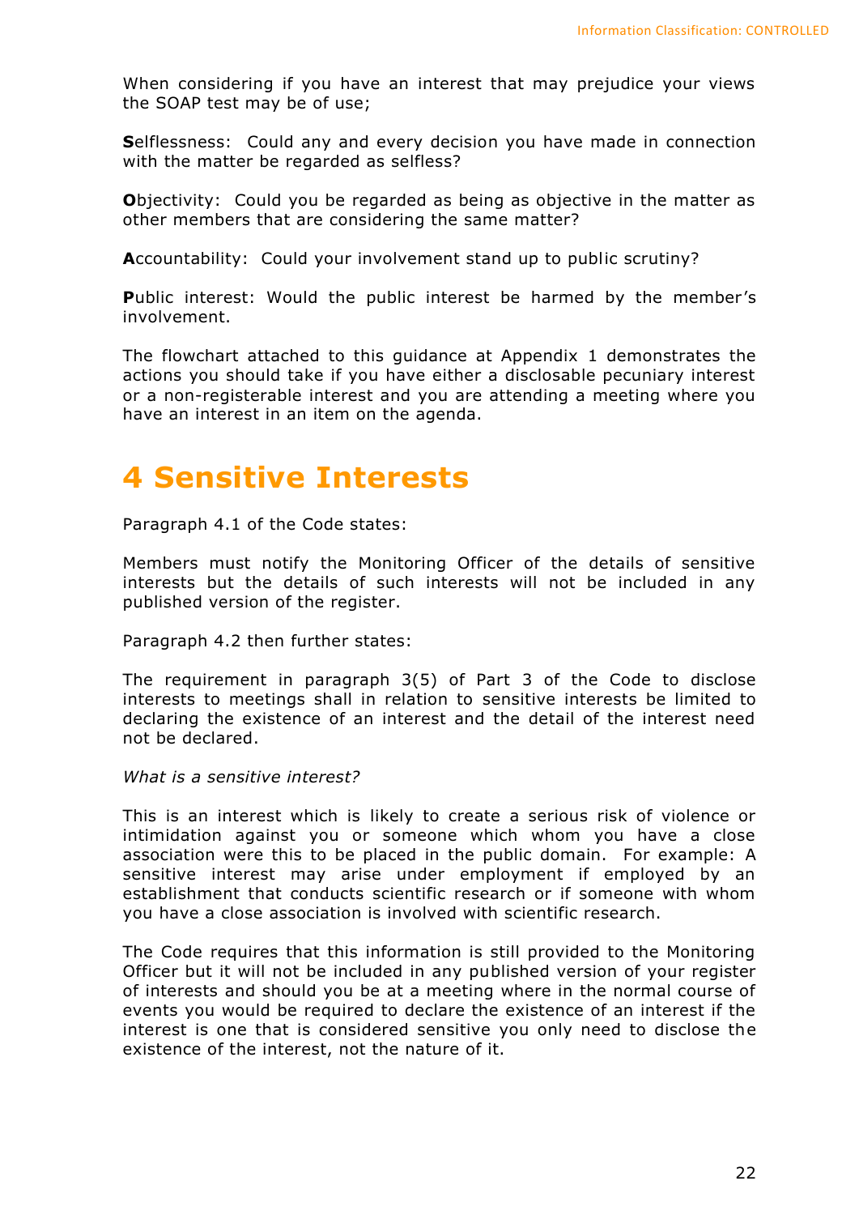When considering if you have an interest that may prejudice your views the SOAP test may be of use;

**S**elflessness: Could any and every decision you have made in connection with the matter be regarded as selfless?

**O**bjectivity: Could you be regarded as being as objective in the matter as other members that are considering the same matter?

**A**ccountability: Could your involvement stand up to public scrutiny?

**P**ublic interest: Would the public interest be harmed by the member's involvement.

The flowchart attached to this guidance at Appendix 1 demonstrates the actions you should take if you have either a disclosable pecuniary interest or a non-registerable interest and you are attending a meeting where you have an interest in an item on the agenda.

# 4 Sensitive Interests

Paragraph 4.1 of the Code states:

Members must notify the Monitoring Officer of the details of sensitive interests but the details of such interests will not be included in any published version of the register.

Paragraph 4.2 then further states:

The requirement in paragraph 3(5) of Part 3 of the Code to disclose interests to meetings shall in relation to sensitive interests be limited to declaring the existence of an interest and the detail of the interest need not be declared.

*What is a sensitive interest?*

This is an interest which is likely to create a serious risk of violence or intimidation against you or someone which whom you have a close association were this to be placed in the public domain. For example: A sensitive interest may arise under employment if employed by an establishment that conducts scientific research or if someone with whom you have a close association is involved with scientific research.

The Code requires that this information is still provided to the Monitoring Officer but it will not be included in any published version of your register of interests and should you be at a meeting where in the normal course of events you would be required to declare the existence of an interest if the interest is one that is considered sensitive you only need to disclose the existence of the interest, not the nature of it.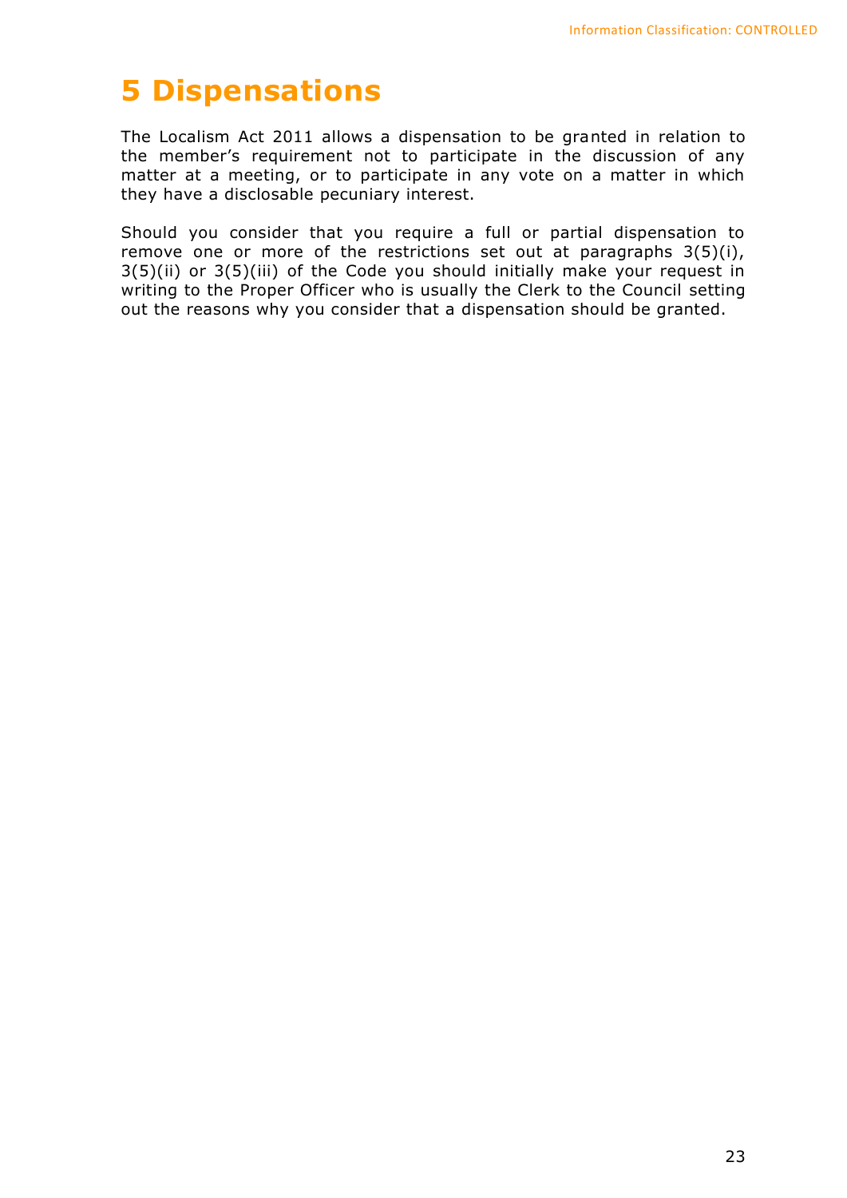# 5 Dispensations

The Localism Act 2011 allows a dispensation to be granted in relation to the member's requirement not to participate in the discussion of any matter at a meeting, or to participate in any vote on a matter in which they have a disclosable pecuniary interest.

Should you consider that you require a full or partial dispensation to remove one or more of the restrictions set out at paragraphs 3(5)(i), 3(5)(ii) or 3(5)(iii) of the Code you should initially make your request in writing to the Proper Officer who is usually the Clerk to the Council setting out the reasons why you consider that a dispensation should be granted.